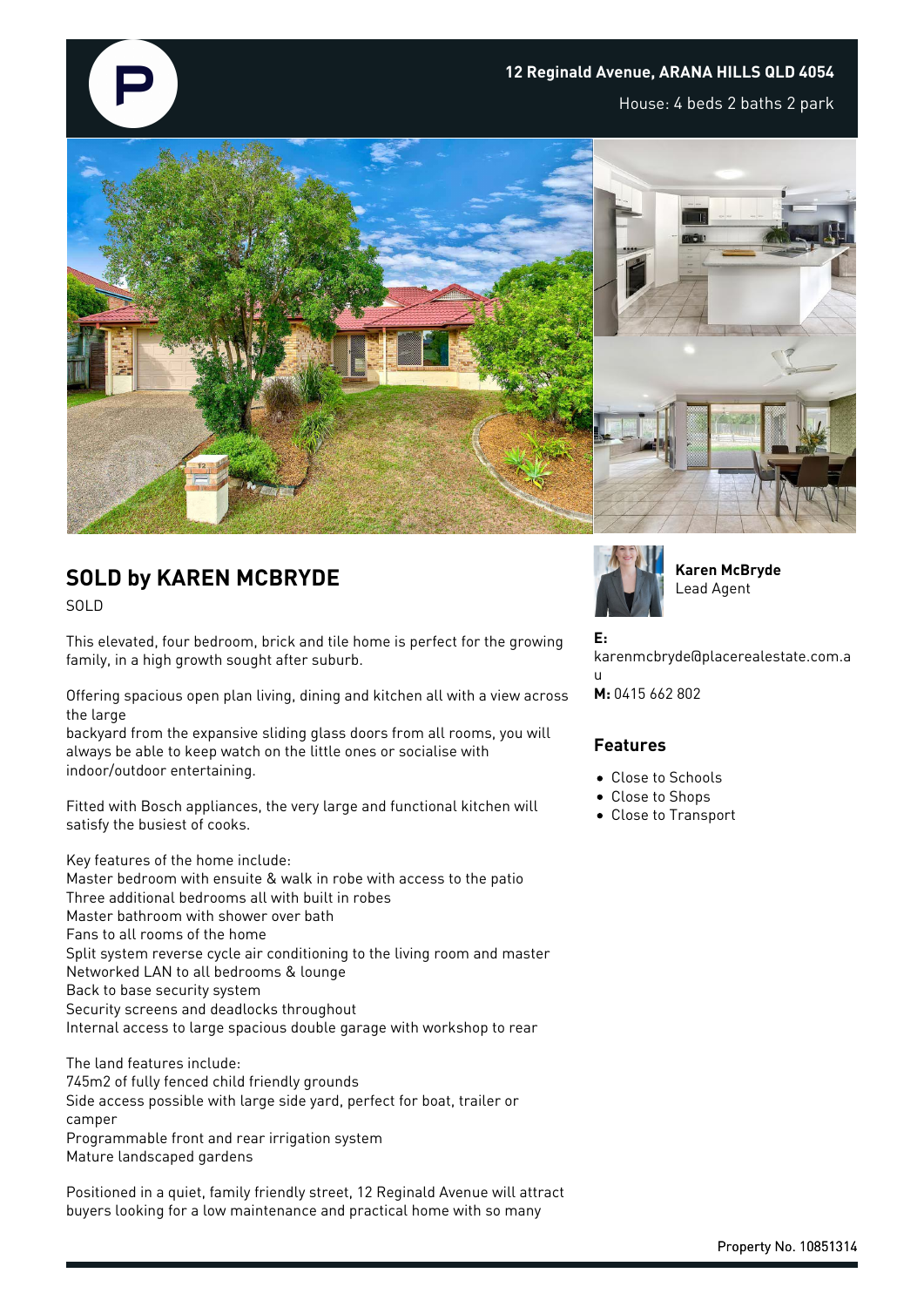**12 Reginald Avenue, ARANA HILLS QLD 4054**

House: 4 beds 2 baths 2 park

## SOLD by KAREN MCBRYDE

SOLD

This elevated, four bedroom, brick and tile home is perfect for the growing family, in a high growth sought after suburb.

Offering spacious open plan living, dining and kitchen all with a view across the large
backyard from the expansive sliding glass doors from all rooms, you will always be able to keep watch on the little ones or socialise with indoor/outdoor entertaining.

Fitted with Bosch appliances, the very large and functional kitchen will satisfy the busiest of cooks.

Key features of the home include:
Master bedroom with ensuite & walk in robe with access to the patio
Three additional bedrooms all with built in robes
Master bathroom with shower over bath
Fans to all rooms of the home
Split system reverse cycle air conditioning to the living room and master
Networked LAN to all bedrooms & lounge
Back to base security system
Security screens and deadlocks throughout
Internal access to large spacious double garage with workshop to rear

The land features include:
745m2 of fully fenced child friendly grounds
Side access possible with large side yard, perfect for boat, trailer or camper
Programmable front and rear irrigation system
Mature landscaped gardens

Positioned in a quiet, family friendly street, 12 Reginald Avenue will attract buyers looking for a low maintenance and practical home with so many

**Karen McBryde**
Lead Agent

**E:** karenmcbryde@placerealestate.com.au
**M:** 0415 662 802

### Features

- Close to Schools
- Close to Shops
- Close to Transport

Property No. 10851314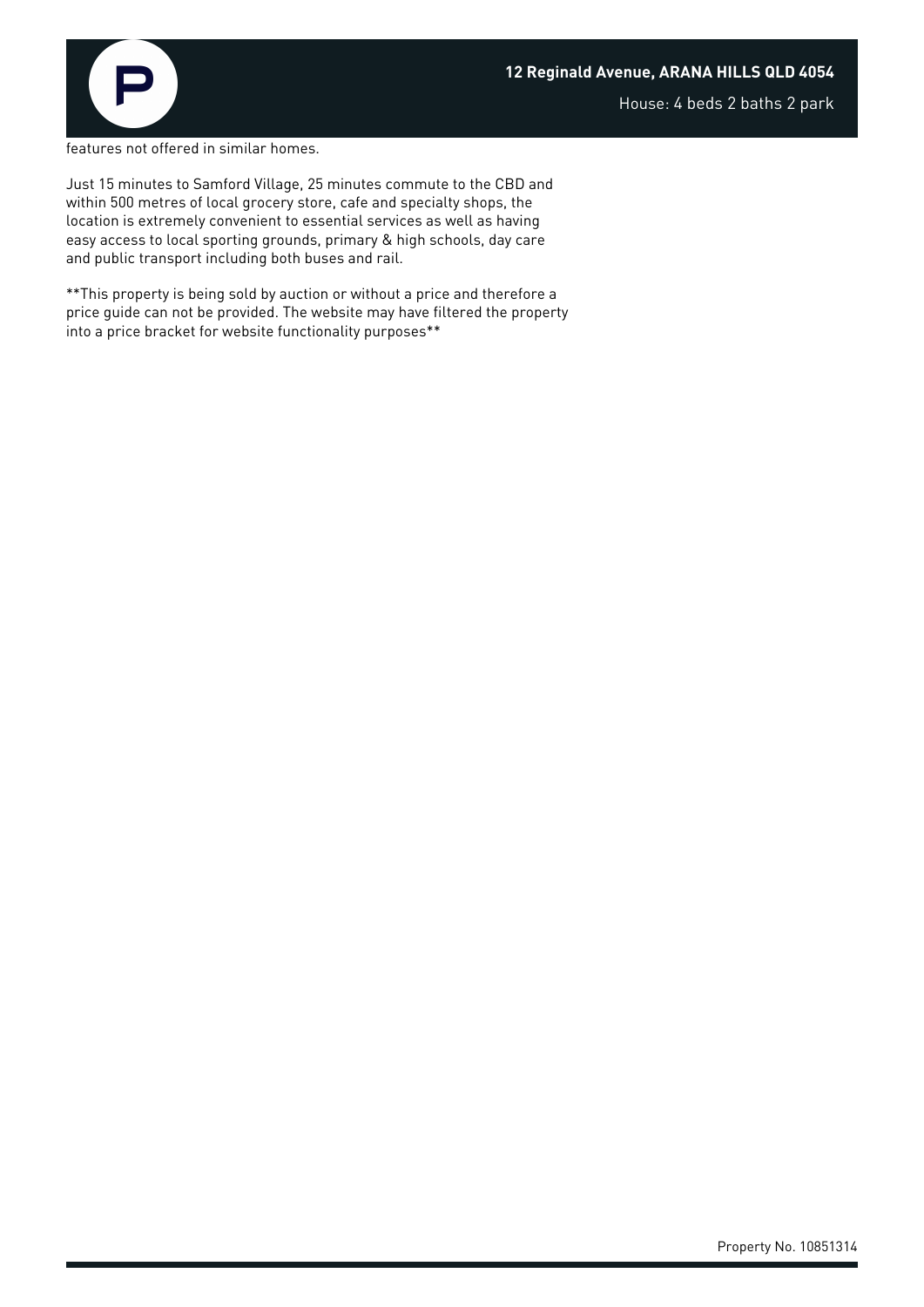features not offered in similar homes.

Just 15 minutes to Samford Village, 25 minutes commute to the CBD and within 500 metres of local grocery store, cafe and specialty shops, the location is extremely convenient to essential services as well as having easy access to local sporting grounds, primary & high schools, day care and public transport including both buses and rail.

**This property is being sold by auction or without a price and therefore a price guide can not be provided. The website may have filtered the property into a price bracket for website functionality purposes**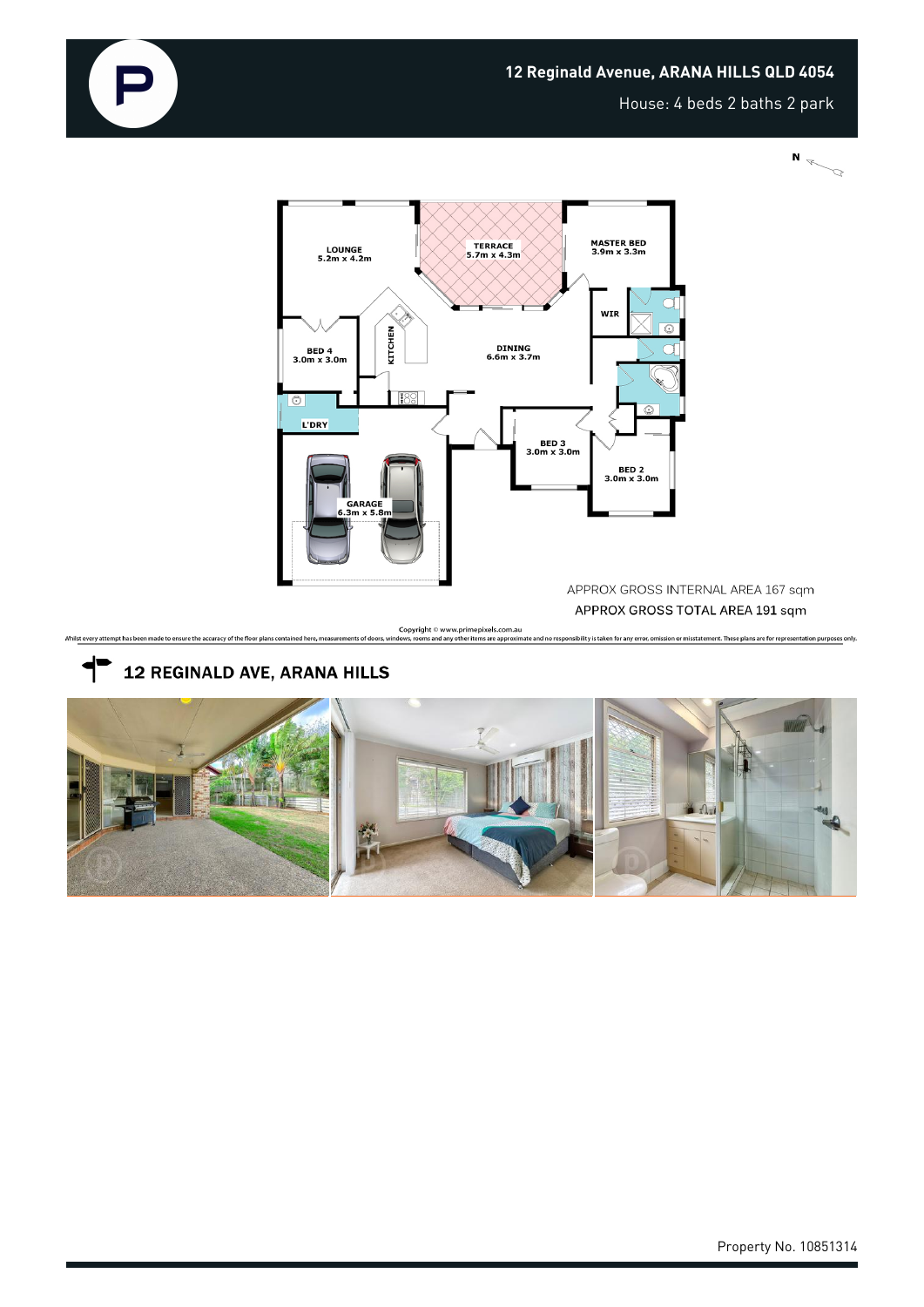**12 Reginald Avenue, ARANA HILLS QLD 4054**

House: 4 beds 2 baths 2 park

N

LOUNGE
5.2m x 4.2m

TERRACE
5.7m x 4.3m

MASTER BED
3.9m x 3.3m

WIR

KITCHEN

BED 4
3.0m x 3.0m

DINING
6.6m x 3.7m

L'DRY

BED 3
3.0m x 3.0m

BED 2
3.0m x 3.0m

GARAGE
6.3m x 5.8m

APPROX GROSS INTERNAL AREA 167 sqm

APPROX GROSS TOTAL AREA 191 sqm

Copyright © www.primepixels.com.au

Whilst every attempt has been made to ensure the accuracy of the floor plans contained here, measurements of doors, windows, rooms and any other items are approximate and no responsibility is taken for any error, omission or misstatement. These plans are for representation purposes only.

## 12 REGINALD AVE, ARANA HILLS

Property No. 10851314